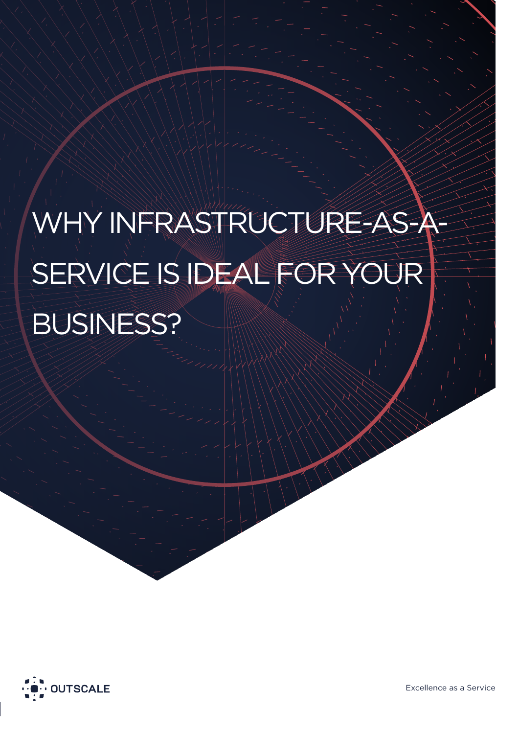# WHY INFRASTRUCTURE-AS-A-SERVICE IS IDEAL FOR YOUR BUSINESS?

OUTSCALE

Excellence as a Service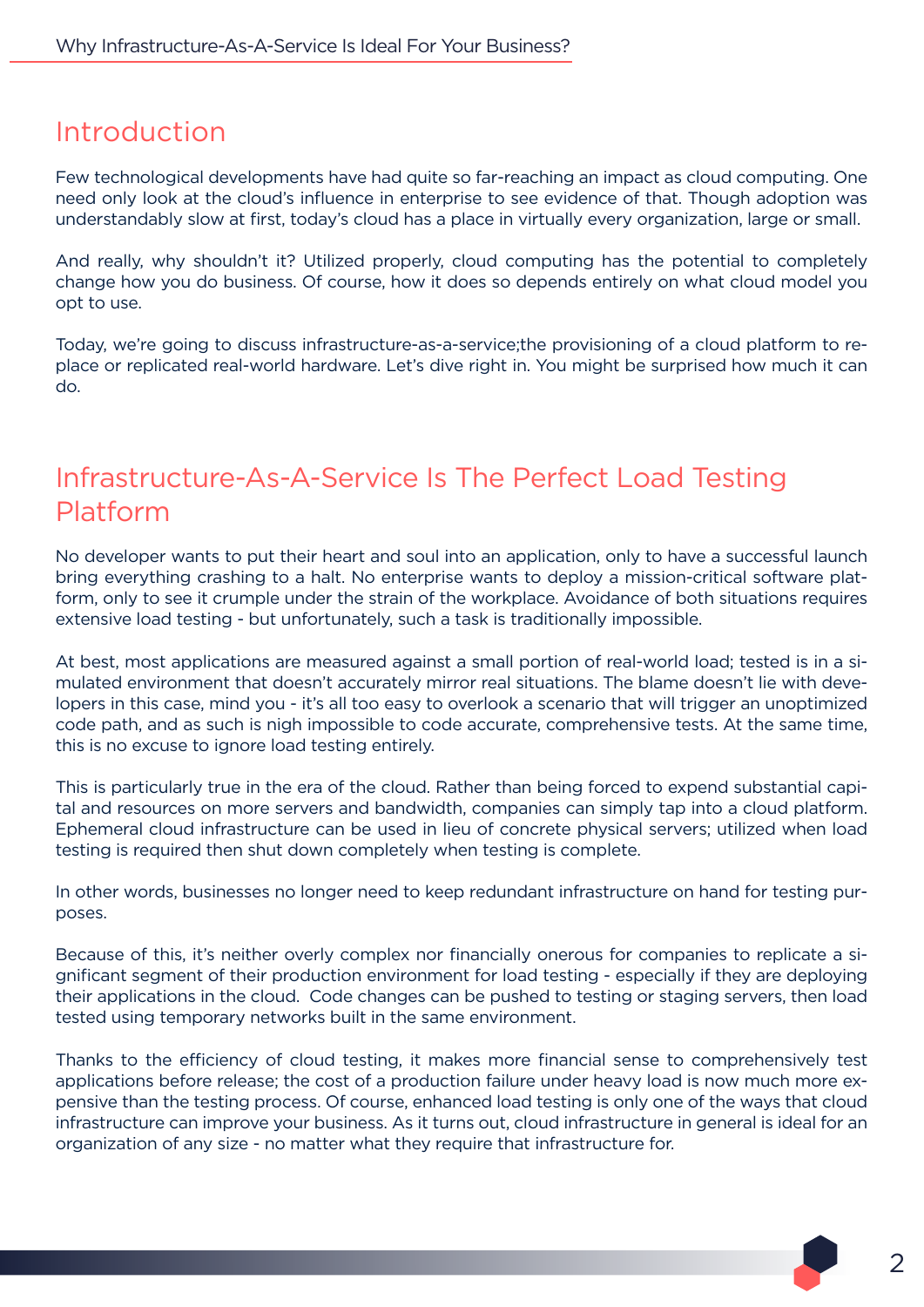## Introduction

Few technological developments have had quite so far-reaching an impact as cloud computing. One need only look at the cloud's influence in enterprise to see evidence of that. Though adoption was understandably slow at first, today's cloud has a place in virtually every organization, large or small.

And really, why shouldn't it? Utilized properly, cloud computing has the potential to completely change how you do business. Of course, how it does so depends entirely on what cloud model you opt to use.

Today, we're going to discuss infrastructure-as-a-service;the provisioning of a cloud platform to replace or replicated real-world hardware. Let's dive right in. You might be surprised how much it can do.

## Infrastructure-As-A-Service Is The Perfect Load Testing Platform

No developer wants to put their heart and soul into an application, only to have a successful launch bring everything crashing to a halt. No enterprise wants to deploy a mission-critical software platform, only to see it crumple under the strain of the workplace. Avoidance of both situations requires extensive load testing - but unfortunately, such a task is traditionally impossible.

At best, most applications are measured against a small portion of real-world load; tested is in a simulated environment that doesn't accurately mirror real situations. The blame doesn't lie with developers in this case, mind you - it's all too easy to overlook a scenario that will trigger an unoptimized code path, and as such is nigh impossible to code accurate, comprehensive tests. At the same time, this is no excuse to ignore load testing entirely.

This is particularly true in the era of the cloud. Rather than being forced to expend substantial capital and resources on more servers and bandwidth, companies can simply tap into a cloud platform. Ephemeral cloud infrastructure can be used in lieu of concrete physical servers; utilized when load testing is required then shut down completely when testing is complete.

In other words, businesses no longer need to keep redundant infrastructure on hand for testing purposes.

Because of this, it's neither overly complex nor financially onerous for companies to replicate a significant segment of their production environment for load testing - especially if they are deploying their applications in the cloud. Code changes can be pushed to testing or staging servers, then load tested using temporary networks built in the same environment.

Thanks to the efficiency of cloud testing, it makes more financial sense to comprehensively test applications before release; the cost of a production failure under heavy load is now much more expensive than the testing process. Of course, enhanced load testing is only one of the ways that cloud infrastructure can improve your business. As it turns out, cloud infrastructure in general is ideal for an organization of any size - no matter what they require that infrastructure for.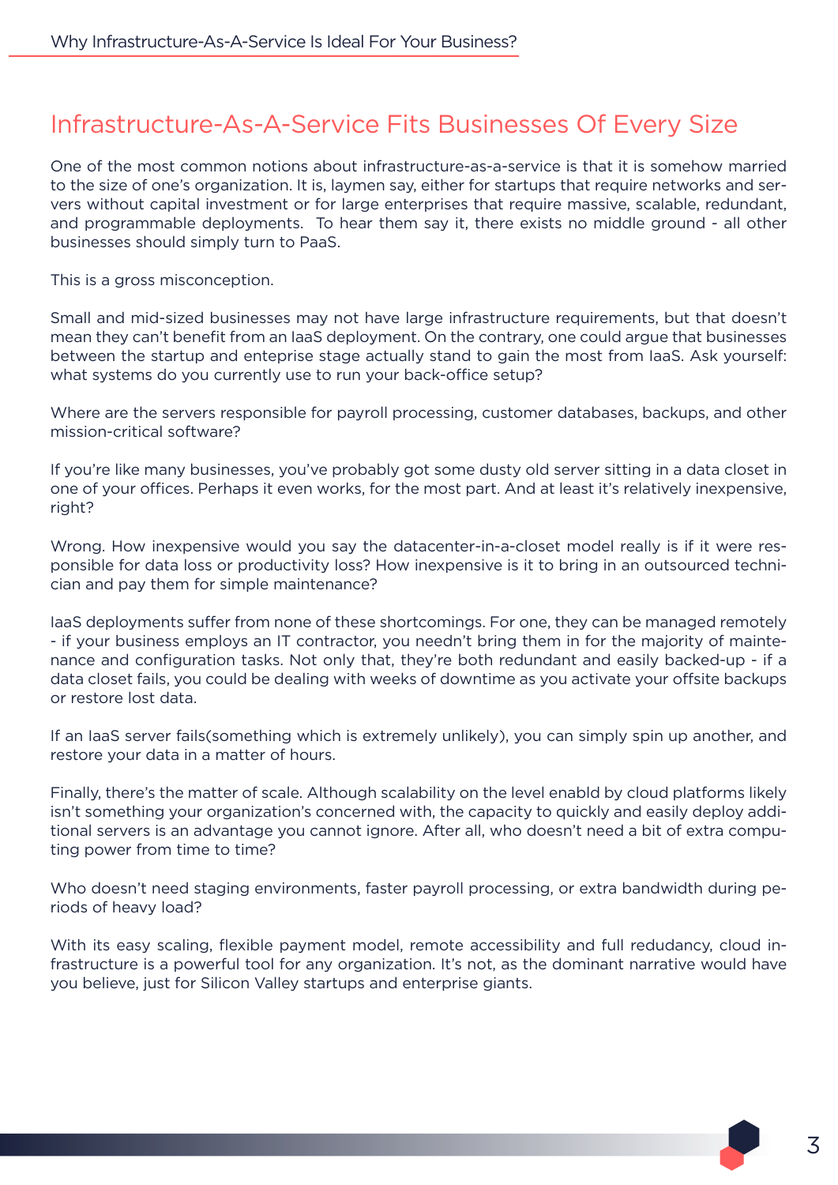## Infrastructure-As-A-Service Fits Businesses Of Every Size

One of the most common notions about infrastructure-as-a-service is that it is somehow married to the size of one's organization. It is, laymen say, either for startups that require networks and servers without capital investment or for large enterprises that require massive, scalable, redundant, and programmable deployments. To hear them say it, there exists no middle ground - all other businesses should simply turn to PaaS.

This is a gross misconception.

Small and mid-sized businesses may not have large infrastructure requirements, but that doesn't mean they can't benefit from an IaaS deployment. On the contrary, one could argue that businesses between the startup and enteprise stage actually stand to gain the most from IaaS. Ask yourself: what systems do you currently use to run your back-office setup?

Where are the servers responsible for payroll processing, customer databases, backups, and other mission-critical software?

If you're like many businesses, you've probably got some dusty old server sitting in a data closet in one of your offices. Perhaps it even works, for the most part. And at least it's relatively inexpensive, right?

Wrong. How inexpensive would you say the datacenter-in-a-closet model really is if it were responsible for data loss or productivity loss? How inexpensive is it to bring in an outsourced technician and pay them for simple maintenance?

IaaS deployments suffer from none of these shortcomings. For one, they can be managed remotely - if your business employs an IT contractor, you needn't bring them in for the majority of maintenance and configuration tasks. Not only that, they're both redundant and easily backed-up - if a data closet fails, you could be dealing with weeks of downtime as you activate your offsite backups or restore lost data.

If an IaaS server fails(something which is extremely unlikely), you can simply spin up another, and restore your data in a matter of hours.

Finally, there's the matter of scale. Although scalability on the level enabld by cloud platforms likely isn't something your organization's concerned with, the capacity to quickly and easily deploy additional servers is an advantage you cannot ignore. After all, who doesn't need a bit of extra computing power from time to time?

Who doesn't need staging environments, faster payroll processing, or extra bandwidth during periods of heavy load?

With its easy scaling, flexible payment model, remote accessibility and full redudancy, cloud infrastructure is a powerful tool for any organization. It's not, as the dominant narrative would have you believe, just for Silicon Valley startups and enterprise giants.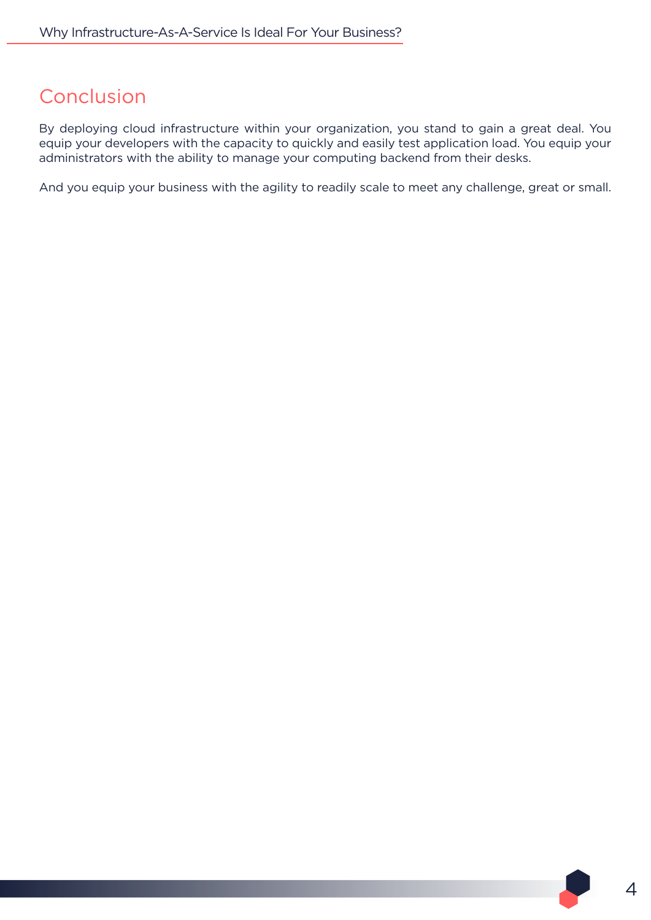## Conclusion

By deploying cloud infrastructure within your organization, you stand to gain a great deal. You equip your developers with the capacity to quickly and easily test application load. You equip your administrators with the ability to manage your computing backend from their desks.

And you equip your business with the agility to readily scale to meet any challenge, great or small.